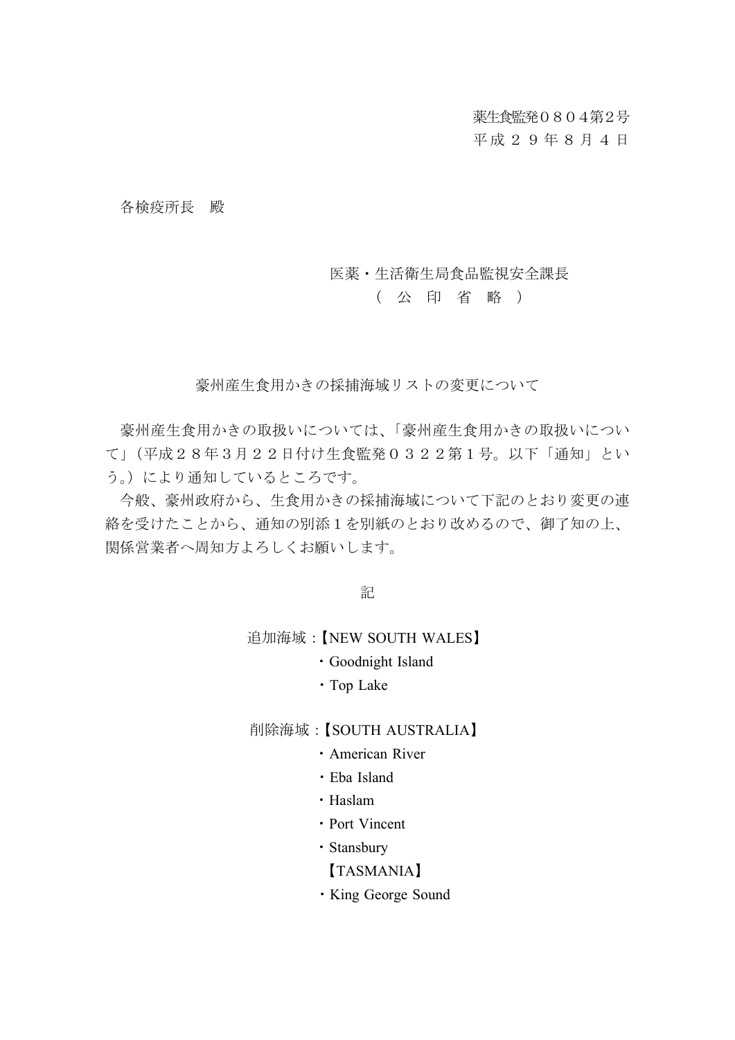薬生食監発０８０４第2号
平成２９年８月４日

各検疫所長　殿

医薬・生活衛生局食品監視安全課長
（　公　印　省　略　）

豪州産生食用かきの採捕海域リストの変更について

豪州産生食用かきの取扱いについては、「豪州産生食用かきの取扱いについて」（平成２８年３月２２日付け生食監発０３２２第１号。以下「通知」という。）により通知しているところです。

今般、豪州政府から、生食用かきの採捕海域について下記のとおり変更の連絡を受けたことから、通知の別添１を別紙のとおり改めるので、御了知の上、関係営業者へ周知方よろしくお願いします。

記

追加海域：【NEW SOUTH WALES】
・Goodnight Island
・Top Lake

削除海域：【SOUTH AUSTRALIA】
・American River
・Eba Island
・Haslam
・Port Vincent
・Stansbury

【TASMANIA】
・King George Sound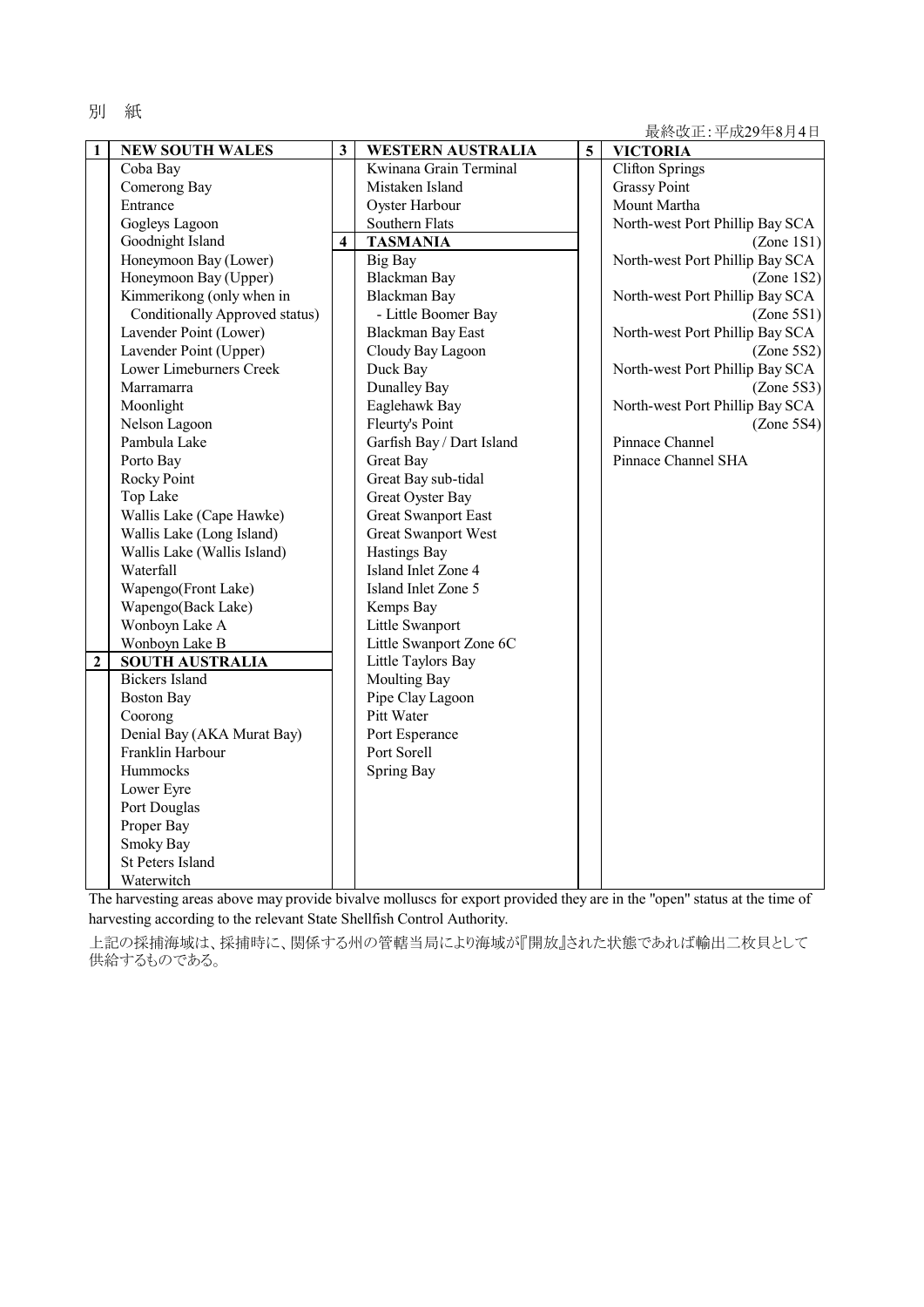別　紙

最終改正:平成29年8月4日

| | | | | | |
|---|---|---|---|---|---|
| **1** | **NEW SOUTH WALES** | **3** | **WESTERN AUSTRALIA** | **5** | **VICTORIA** |
| | Coba Bay | | Kwinana Grain Terminal | | Clifton Springs |
| | Comerong Bay | | Mistaken Island | | Grassy Point |
| | Entrance | | Oyster Harbour | | Mount Martha |
| | Gogleys Lagoon | | Southern Flats | | North-west Port Phillip Bay SCA |
| | Goodnight Island | **4** | **TASMANIA** | | (Zone 1S1) |
| | Honeymoon Bay (Lower) | | Big Bay | | North-west Port Phillip Bay SCA |
| | Honeymoon Bay (Upper) | | Blackman Bay | | (Zone 1S2) |
| | Kimmerikong (only when in | | Blackman Bay | | North-west Port Phillip Bay SCA |
| | Conditionally Approved status) | | - Little Boomer Bay | | (Zone 5S1) |
| | Lavender Point (Lower) | | Blackman Bay East | | North-west Port Phillip Bay SCA |
| | Lavender Point (Upper) | | Cloudy Bay Lagoon | | (Zone 5S2) |
| | Lower Limeburners Creek | | Duck Bay | | North-west Port Phillip Bay SCA |
| | Marramarra | | Dunalley Bay | | (Zone 5S3) |
| | Moonlight | | Eaglehawk Bay | | North-west Port Phillip Bay SCA |
| | Nelson Lagoon | | Fleurty's Point | | (Zone 5S4) |
| | Pambula Lake | | Garfish Bay / Dart Island | | Pinnace Channel |
| | Porto Bay | | Great Bay | | Pinnace Channel SHA |
| | Rocky Point | | Great Bay sub-tidal | | |
| | Top Lake | | Great Oyster Bay | | |
| | Wallis Lake (Cape Hawke) | | Great Swanport East | | |
| | Wallis Lake (Long Island) | | Great Swanport West | | |
| | Wallis Lake (Wallis Island) | | Hastings Bay | | |
| | Waterfall | | Island Inlet Zone 4 | | |
| | Wapengo(Front Lake) | | Island Inlet Zone 5 | | |
| | Wapengo(Back Lake) | | Kemps Bay | | |
| | Wonboyn Lake A | | Little Swanport | | |
| | Wonboyn Lake B | | Little Swanport Zone 6C | | |
| **2** | **SOUTH AUSTRALIA** | | Little Taylors Bay | | |
| | Bickers Island | | Moulting Bay | | |
| | Boston Bay | | Pipe Clay Lagoon | | |
| | Coorong | | Pitt Water | | |
| | Denial Bay (AKA Murat Bay) | | Port Esperance | | |
| | Franklin Harbour | | Port Sorell | | |
| | Hummocks | | Spring Bay | | |
| | Lower Eyre | | | | |
| | Port Douglas | | | | |
| | Proper Bay | | | | |
| | Smoky Bay | | | | |
| | St Peters Island | | | | |
| | Waterwitch | | | | |

The harvesting areas above may provide bivalve molluscs for export provided they are in the "open" status at the time of harvesting according to the relevant State Shellfish Control Authority.

上記の採捕海域は、採捕時に、関係する州の管轄当局により海域が『開放』された状態であれば輸出二枚貝として供給するものである。